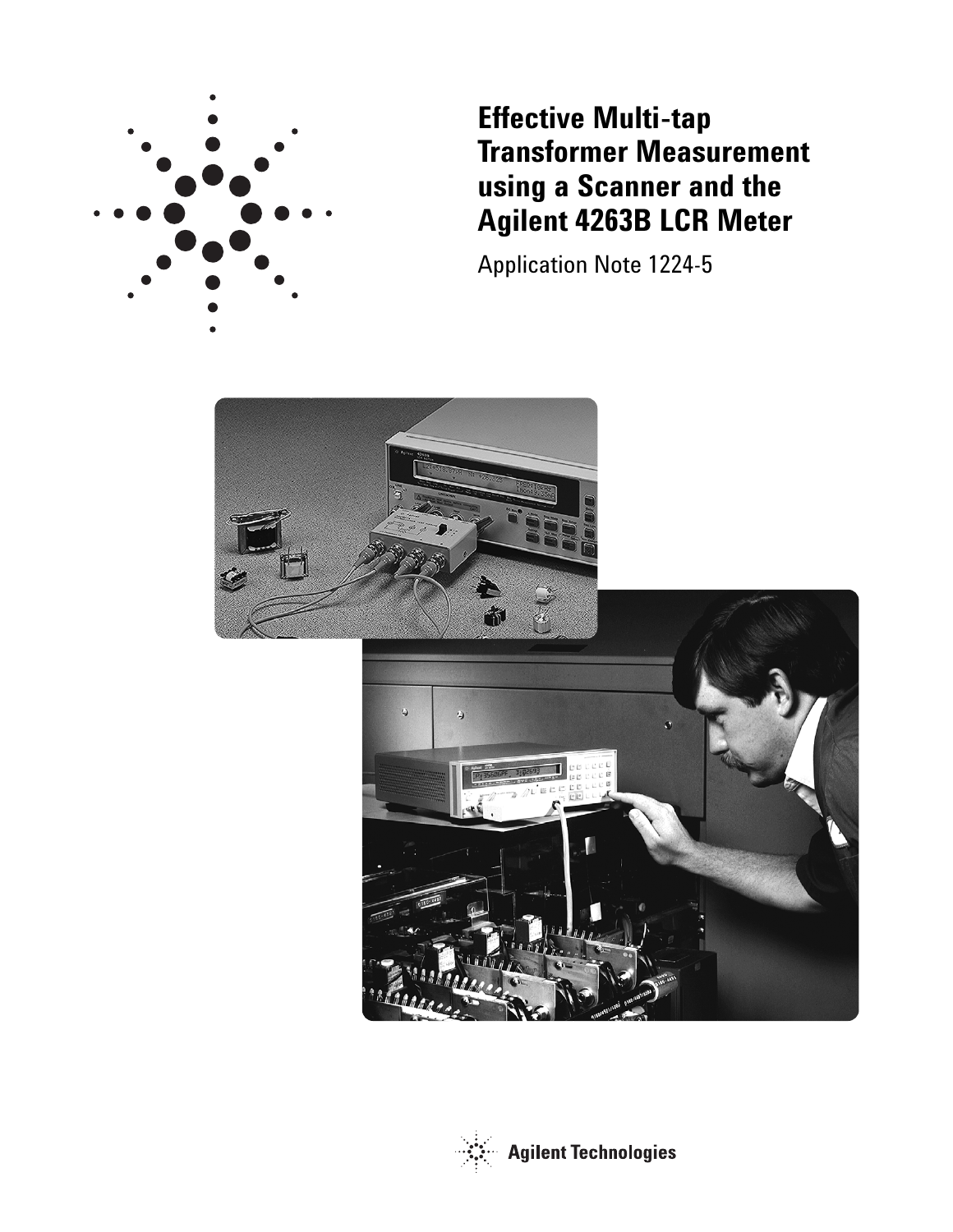# Effective Multi-tap Transformer Measurement using a Scanner and the Agilent 4263B LCR Meter

Application Note 1224-5

Agilent Technologies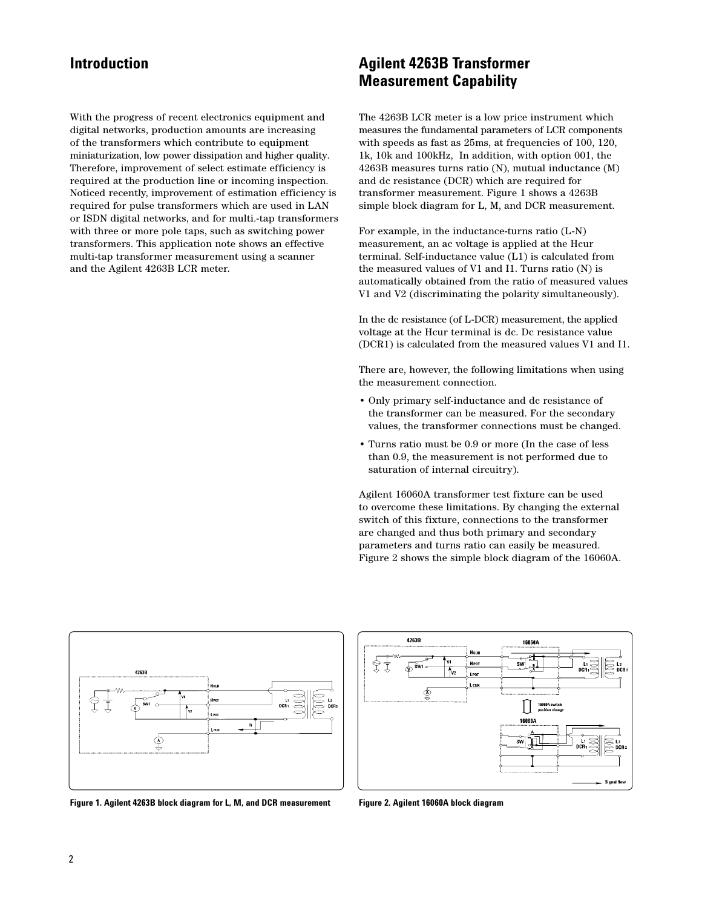## Introduction

With the progress of recent electronics equipment and digital networks, production amounts are increasing of the transformers which contribute to equipment miniaturization, low power dissipation and higher quality. Therefore, improvement of select estimate efficiency is required at the production line or incoming inspection. Noticed recently, improvement of estimation efficiency is required for pulse transformers which are used in LAN or ISDN digital networks, and for multi.-tap transformers with three or more pole taps, such as switching power transformers. This application note shows an effective multi-tap transformer measurement using a scanner and the Agilent 4263B LCR meter.

## Agilent 4263B Transformer Measurement Capability

The 4263B LCR meter is a low price instrument which measures the fundamental parameters of LCR components with speeds as fast as 25ms, at frequencies of 100, 120, 1k, 10k and 100kHz, In addition, with option 001, the 4263B measures turns ratio (N), mutual inductance (M) and dc resistance (DCR) which are required for transformer measurement. Figure 1 shows a 4263B simple block diagram for L, M, and DCR measurement.

For example, in the inductance-turns ratio (L-N) measurement, an ac voltage is applied at the Hcur terminal. Self-inductance value (L1) is calculated from the measured values of V1 and I1. Turns ratio (N) is automatically obtained from the ratio of measured values V1 and V2 (discriminating the polarity simultaneously).

In the dc resistance (of L-DCR) measurement, the applied voltage at the Hcur terminal is dc. Dc resistance value (DCR1) is calculated from the measured values V1 and I1.

There are, however, the following limitations when using the measurement connection.

- Only primary self-inductance and dc resistance of the transformer can be measured. For the secondary values, the transformer connections must be changed.
- Turns ratio must be 0.9 or more (In the case of less than 0.9, the measurement is not performed due to saturation of internal circuitry).

Agilent 16060A transformer test fixture can be used to overcome these limitations. By changing the external switch of this fixture, connections to the transformer are changed and thus both primary and secondary parameters and turns ratio can easily be measured. Figure 2 shows the simple block diagram of the 16060A.

Figure 1. Agilent 4263B block diagram for L, M, and DCR measurement

Figure 2. Agilent 16060A block diagram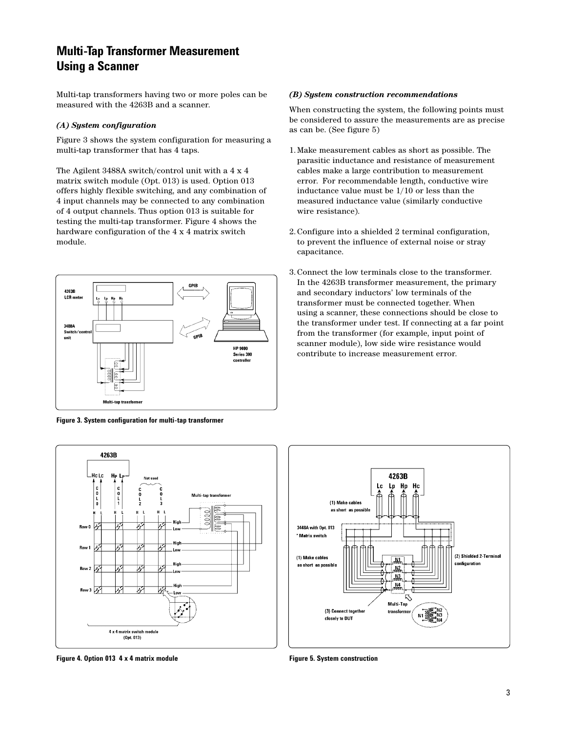# Multi-Tap Transformer Measurement Using a Scanner

Multi-tap transformers having two or more poles can be measured with the 4263B and a scanner.

### *(A) System configuration*

Figure 3 shows the system configuration for measuring a multi-tap transformer that has 4 taps.

The Agilent 3488A switch/control unit with a 4 x 4 matrix switch module (Opt. 013) is used. Option 013 offers highly flexible switching, and any combination of 4 input channels may be connected to any combination of 4 output channels. Thus option 013 is suitable for testing the multi-tap transformer. Figure 4 shows the hardware configuration of the 4 x 4 matrix switch module.

**Figure 3. System configuration for multi-tap transformer**

### *(B) System construction recommendations*

When constructing the system, the following points must be considered to assure the measurements are as precise as can be. (See figure 5)

1. Make measurement cables as short as possible. The parasitic inductance and resistance of measurement cables make a large contribution to measurement error. For recommendable length, conductive wire inductance value must be 1/10 or less than the measured inductance value (similarly conductive wire resistance).

2. Configure into a shielded 2 terminal configuration, to prevent the influence of external noise or stray capacitance.

3. Connect the low terminals close to the transformer. In the 4263B transformer measurement, the primary and secondary inductors' low terminals of the transformer must be connected together. When using a scanner, these connections should be close to the transformer under test. If connecting at a far point from the transformer (for example, input point of scanner module), low side wire resistance would contribute to increase measurement error.

**Figure 4. Option 013 4 x 4 matrix module**

**Figure 5. System construction**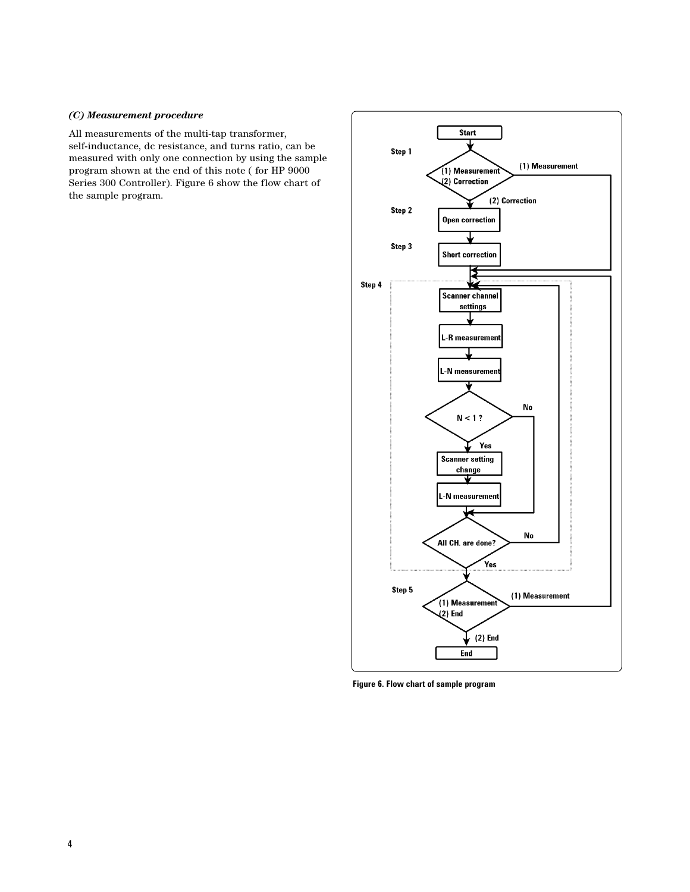### *(C) Measurement procedure*

All measurements of the multi-tap transformer, self-inductance, dc resistance, and turns ratio, can be measured with only one connection by using the sample program shown at the end of this note ( for HP 9000 Series 300 Controller). Figure 6 show the flow chart of the sample program.

Figure 6. Flow chart of sample program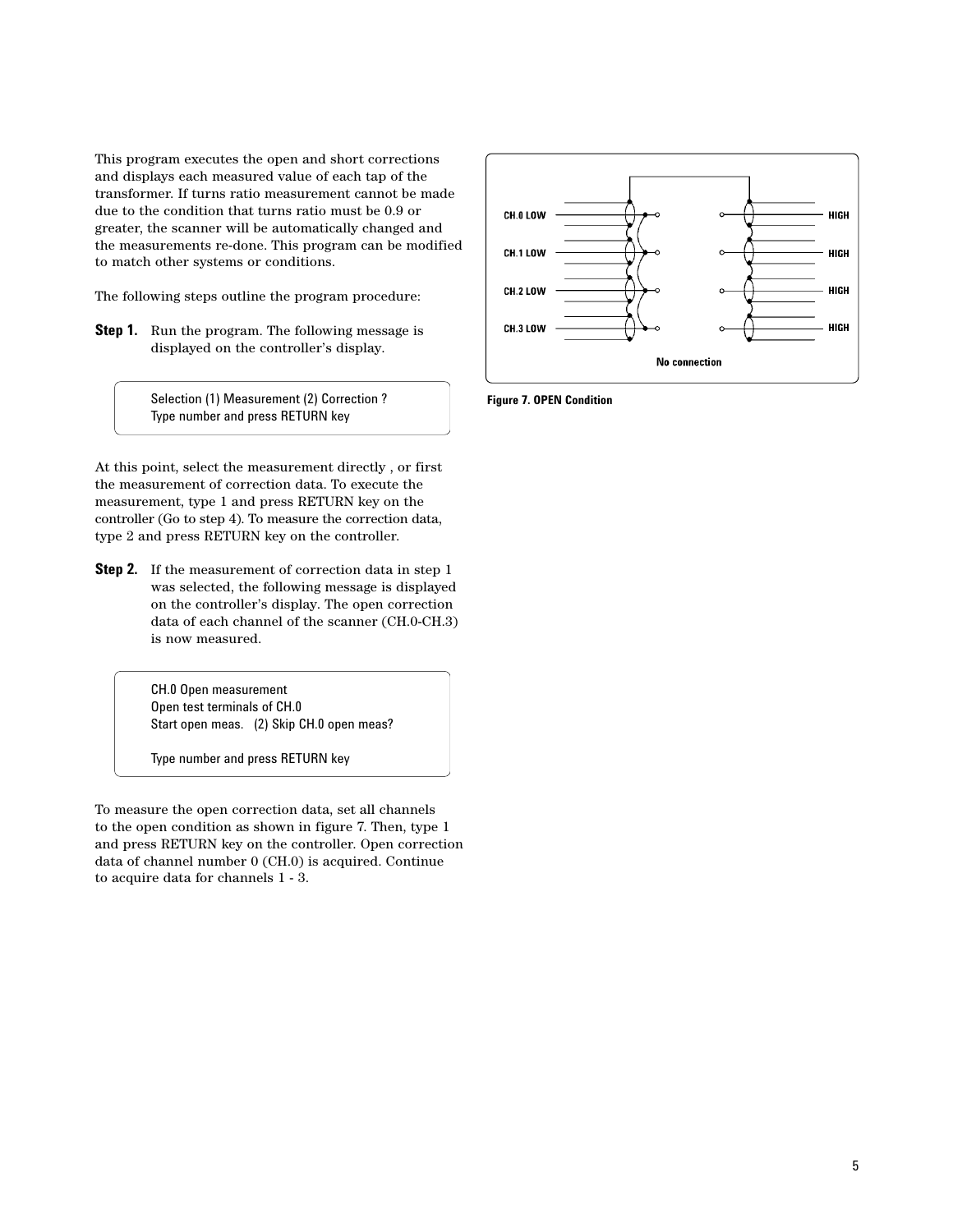This program executes the open and short corrections and displays each measured value of each tap of the transformer. If turns ratio measurement cannot be made due to the condition that turns ratio must be 0.9 or greater, the scanner will be automatically changed and the measurements re-done. This program can be modified to match other systems or conditions.

The following steps outline the program procedure:

**Step 1.** Run the program. The following message is displayed on the controller's display.

```
Selection (1) Measurement (2) Correction ?
Type number and press RETURN key
```

At this point, select the measurement directly , or first the measurement of correction data. To execute the measurement, type 1 and press RETURN key on the controller (Go to step 4). To measure the correction data, type 2 and press RETURN key on the controller.

**Step 2.** If the measurement of correction data in step 1 was selected, the following message is displayed on the controller's display. The open correction data of each channel of the scanner (CH.0-CH.3) is now measured.

```
CH.0 Open measurement
Open test terminals of CH.0
Start open meas.   (2) Skip CH.0 open meas?

Type number and press RETURN key
```

To measure the open correction data, set all channels to the open condition as shown in figure 7. Then, type 1 and press RETURN key on the controller. Open correction data of channel number 0 (CH.0) is acquired. Continue to acquire data for channels 1 - 3.

CH.0 LOW, CH.1 LOW, CH.2 LOW, CH.3 LOW, HIGH, HIGH, HIGH, HIGH, No connection

**Figure 7. OPEN Condition**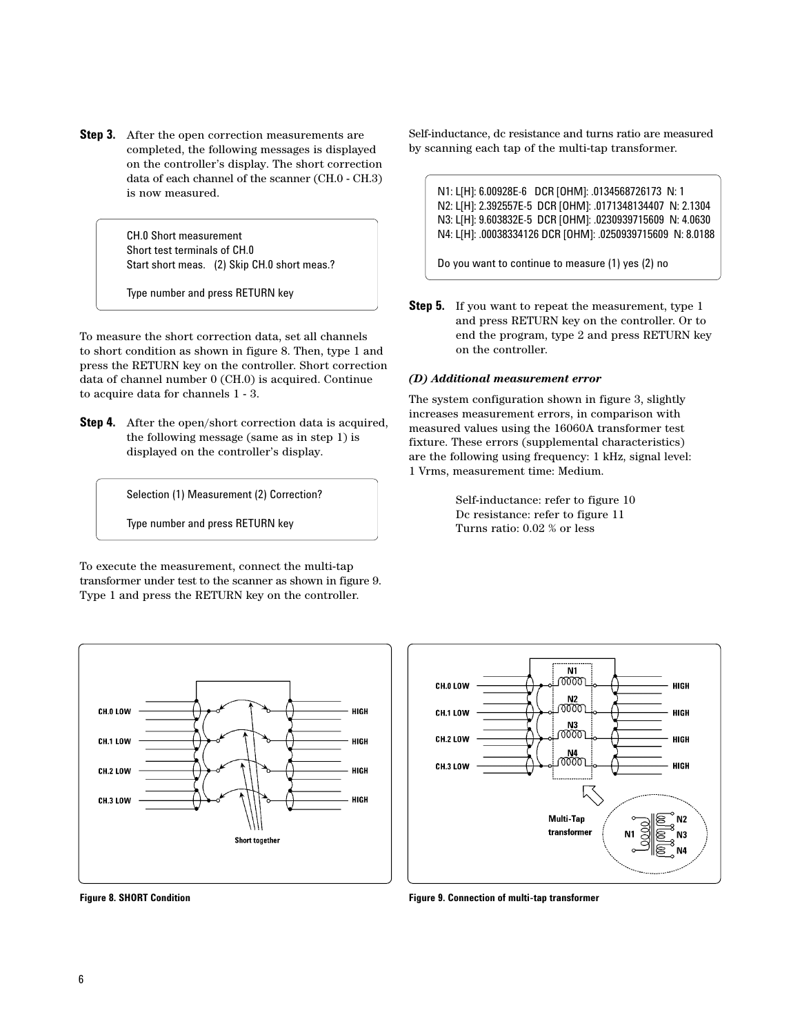**Step 3.** After the open correction measurements are completed, the following messages is displayed on the controller's display. The short correction data of each channel of the scanner (CH.0 - CH.3) is now measured.

```
CH.0 Short measurement
Short test terminals of CH.0
Start short meas.   (2) Skip CH.0 short meas.?

Type number and press RETURN key
```

To measure the short correction data, set all channels to short condition as shown in figure 8. Then, type 1 and press the RETURN key on the controller. Short correction data of channel number 0 (CH.0) is acquired. Continue to acquire data for channels 1 - 3.

**Step 4.** After the open/short correction data is acquired, the following message (same as in step 1) is displayed on the controller's display.

```
Selection (1) Measurement (2) Correction?

Type number and press RETURN key
```

To execute the measurement, connect the multi-tap transformer under test to the scanner as shown in figure 9. Type 1 and press the RETURN key on the controller.

Self-inductance, dc resistance and turns ratio are measured by scanning each tap of the multi-tap transformer.

```
N1: L[H]: 6.00928E-6   DCR [OHM]: .0134568726173  N: 1
N2: L[H]: 2.392557E-5  DCR [OHM]: .0171348134407  N: 2.1304
N3: L[H]: 9.603832E-5  DCR [OHM]: .0230939715609  N: 4.0630
N4: L[H]: .00038334126 DCR [OHM]: .0250939715609  N: 8.0188

Do you want to continue to measure (1) yes (2) no
```

**Step 5.** If you want to repeat the measurement, type 1 and press RETURN key on the controller. Or to end the program, type 2 and press RETURN key on the controller.

***(D) Additional measurement error***

The system configuration shown in figure 3, slightly increases measurement errors, in comparison with measured values using the 16060A transformer test fixture. These errors (supplemental characteristics) are the following using frequency: 1 kHz, signal level: 1 Vrms, measurement time: Medium.

Self-inductance: refer to figure 10
Dc resistance: refer to figure 11
Turns ratio: 0.02 % or less

**Figure 8. SHORT Condition**

**Figure 9. Connection of multi-tap transformer**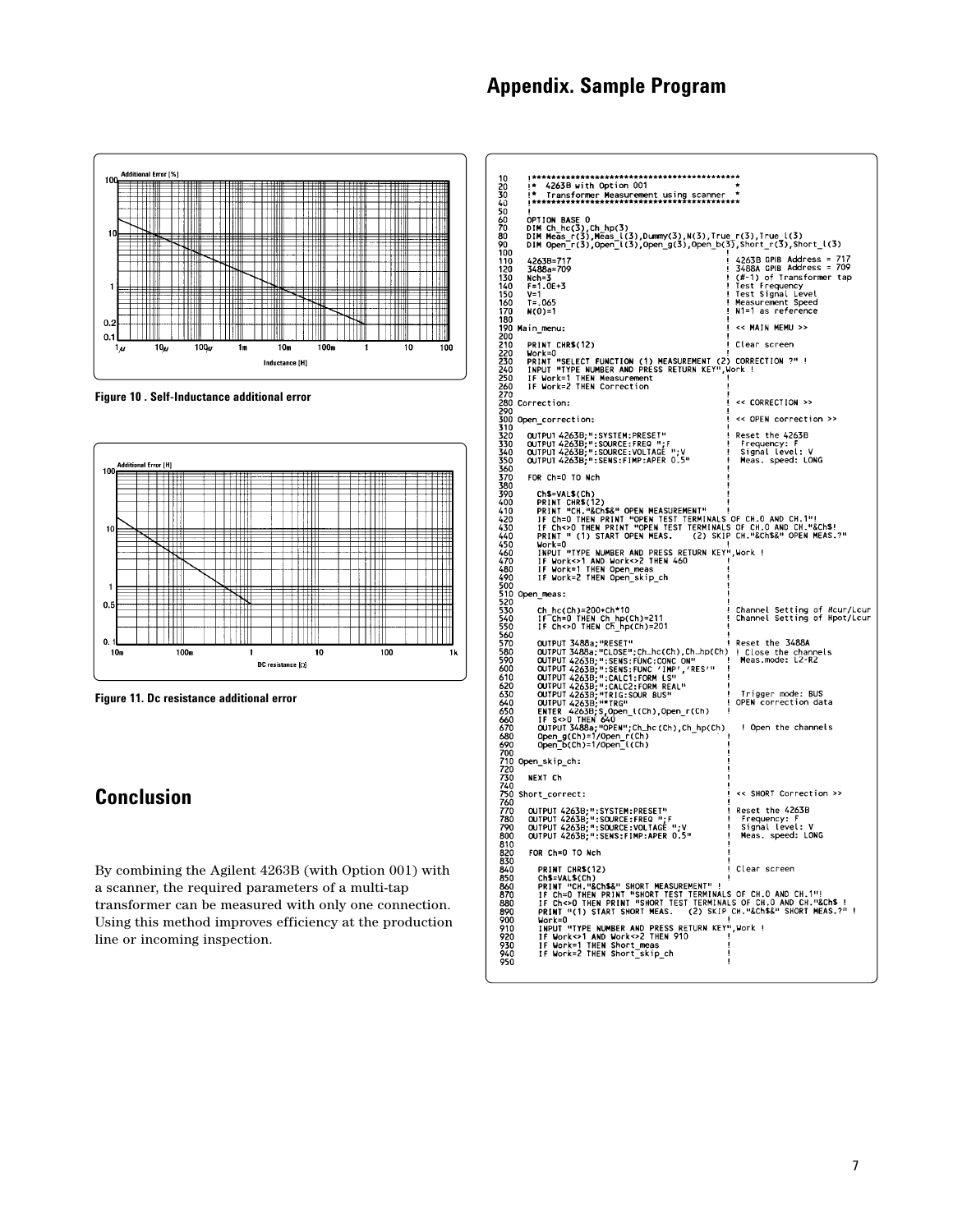## Appendix. Sample Program

Figure 10 . Self-Inductance additional error

Figure 11. Dc resistance additional error

## Conclusion

By combining the Agilent 4263B (with Option 001) with a scanner, the required parameters of a multi-tap transformer can be measured with only one connection. Using this method improves efficiency at the production line or incoming inspection.

```
10    !*******************************************
20    !*  4263B with Option 001                  *
30    !*  Transformer Measurement using scanner  *
40    !*******************************************
50    !
60    OPTION BASE 0
70    DIM Ch_hc(3),Ch_hp(3)
80    DIM Meas_r(3),Meas_l(3),Dummy(3),N(3),True_r(3),True_l(3)
90    DIM Open_r(3),Open_l(3),Open_g(3),Open_b(3),Short_r(3),Short_l(3)
100                                         !
110   4263B=717                             ! 4263B GPIB Address = 717
120   3488a=709                             ! 3488A GPIB Address = 709
130   Nch=3                                 ! (#-1) of Transformer tap
140   F=1.0E+3                              ! Test Frequency
150   V=1                                   ! Test Signal Level
160   T=.065                                ! Measurement Speed
170   N(0)=1                                ! N1=1 as reference
180                                         !
190 Main_menu:                              ! << MAIN MEMU >>
200                                         !
210   PRINT CHR$(12)                        ! Clear screen
220   Work=0                                !
230   PRINT "SELECT FUNCTION (1) MEASUREMENT (2) CORRECTION ?" !
240   INPUT "TYPE NUMBER AND PRESS RETURN KEY",Work !
250   IF Work=1 THEN Measurement            !
260   IF Work=2 THEN Correction             !
270                                         !
280 Correction:                             ! << CORRECTION >>
290                                         !
300 Open_correction:                        ! << OPEN correction >>
310                                         !
320   OUTPUT 4263B;":SYSTEM:PRESET"         ! Reset the 4263B
330   OUTPUT 4263B;":SOURCE:FREQ ";F        !  Frequency: F
340   OUTPUT 4263B;":SOURCE:VOLTAGE ";V     !  Signal level: V
350   OUTPUT 4263B;":SENS:FIMP:APER 0.5"    !  Meas. speed: LONG
360                                         !
370   FOR Ch=0 TO Nch                       !
380                                         !
390     Ch$=VAL$(Ch)                        !
400     PRINT CHR$(12)                      !
410     PRINT "CH."&Ch$&" OPEN MEASUREMENT" !
420     IF Ch=0 THEN PRINT "OPEN TEST TERMINALS OF CH.0 AND CH.1"!
430     IF Ch<>0 THEN PRINT "OPEN TEST TERMINALS OF CH.0 AND CH."&Ch$!
440     PRINT " (1) START OPEN MEAS.    (2) SKIP CH."&Ch$&" OPEN MEAS.?"
450     Work=0                              !
460     INPUT "TYPE NUMBER AND PRESS RETURN KEY",Work !
470     IF Work<>1 AND Work<>2 THEN 460     !
480     IF Work=1 THEN Open_meas            !
490     IF Work=2 THEN Open_skip_ch         !
500                                         !
510 Open_meas:                              !
520                                         !
530     Ch_hc(Ch)=200+Ch*10                 ! Channel Setting of Hcur/Lcur
540     IF Ch=0 THEN Ch_hp(Ch)=211          ! Channel Setting of Hpot/Lcur
550     IF Ch<>0 THEN Ch_hp(Ch)=201         !
560                                         !
570     OUTPUT 3488a;"RESET"                ! Reset the 3488A
580     OUTPUT 3488a;"CLOSE";Ch_hc(Ch),Ch_hp(Ch) ! Close the channels
590     OUTPUT 4263B;":SENS:FUNC:CONC ON"   !  Meas.mode: L2-R2
600     OUTPUT 4263B;":SENS:FUNC 'IMP','RES'" !
610     OUTPUT 4263B;":CALC1:FORM LS"       !
620     OUTPUT 4263B;":CALC2:FORM REAL"     !
630     OUTPUT 4263B;"TRIG:SOUR BUS"        !  Trigger mode: BUS
640     OUTPUT 4263B;"*TRG"                 ! OPEN correction data
650     ENTER 4263B;S,Open_l(Ch),Open_r(Ch) !
660     IF S<>0 THEN 640
670     OUTPUT 3488a;"OPEN";Ch_hc(Ch),Ch_hp(Ch)   ! Open the channels
680     Open_g(Ch)=1/Open_r(Ch)             !
690     Open_b(Ch)=1/Open_l(Ch)             !
700                                         !
710 Open_skip_ch:                           !
720                                         !
730   NEXT Ch                               !
740                                         !
750 Short_correct:                          ! << SHORT Correction >>
760                                         !
770   OUTPUT 4263B;":SYSTEM:PRESET"         ! Reset the 4263B
780   OUTPUT 4263B;":SOURCE:FREQ ";F        !  Frequency: F
790   OUTPUT 4263B;":SOURCE:VOLTAGE ";V     !  Signal level: V
800   OUTPUT 4263B;":SENS:FIMP:APER 0.5"    !  Meas. speed: LONG
810                                         !
820   FOR Ch=0 TO Nch                       !
830                                         !
840     PRINT CHR$(12)                      ! Clear screen
850     Ch$=VAL$(Ch)                        !
860     PRINT "CH."&Ch$&" SHORT MEASUREMENT" !
870     IF Ch=0 THEN PRINT "SHORT TEST TERMINALS OF CH.0 AND CH.1"!
880     IF Ch<>0 THEN PRINT "SHORT TEST TERMINALS OF CH.0 AND CH."&Ch$ !
890     PRINT "(1) START SHORT MEAS.    (2) SKIP CH."&Ch$&" SHORT MEAS.?" !
900     Work=0                              !
910     INPUT "TYPE NUMBER AND PRESS RETURN KEY",Work !
920     IF Work<>1 AND Work<>2 THEN 910     !
930     IF Work=1 THEN Short_meas           !
940     IF Work=2 THEN Short_skip_ch        !
950                                         !
```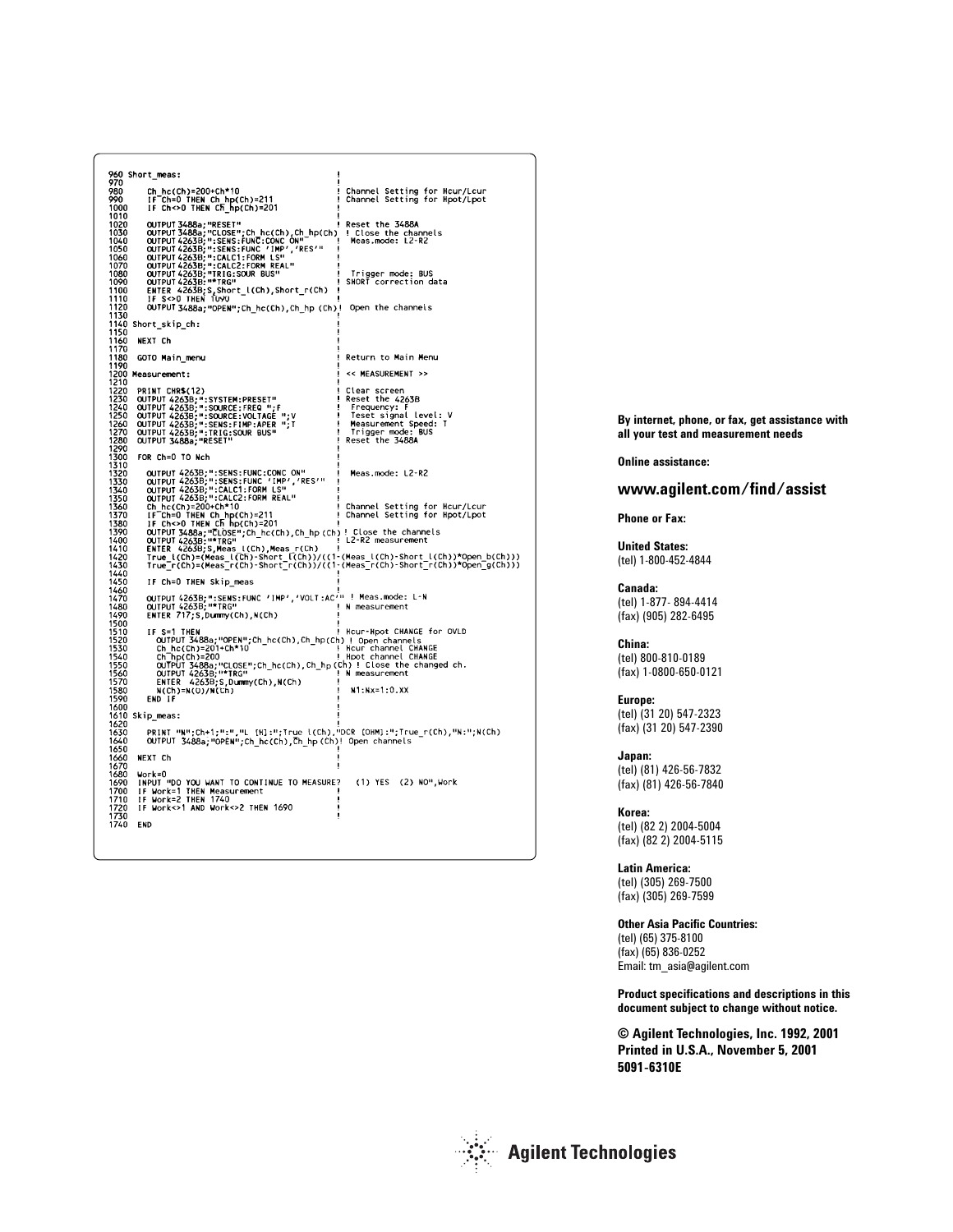```
960 Short_meas:                                          !
970                                                      !
980      Ch_hc(Ch)=200+Ch*10                             ! Channel Setting for Hcur/Lcur
990      IF Ch=0 THEN Ch_hp(Ch)=211                      ! Channel Setting for Hpot/Lpot
1000     IF Ch<>0 THEN Ch_hp(Ch)=201                     !
1010                                                     !
1020     OUTPUT 3488a;"RESET"                            ! Reset the 3488A
1030     OUTPUT 3488a;"CLOSE";Ch_hc(Ch),Ch_hp(Ch)        ! Close the channels
1040     OUTPUT 4263B;":SENS:FUNC:CONC ON"               !  Meas.mode: L2-R2
1050     OUTPUT 4263B;":SENS:FUNC 'IMP','RES'"           !
1060     OUTPUT 4263B;":CALC1:FORM LS"                   !
1070     OUTPUT 4263B;":CALC2:FORM REAL"                 !
1080     OUTPUT 4263B;"TRIG:SOUR BUS"                    !  Trigger mode: BUS
1090     OUTPUT 4263B:"*TRG"                             ! SHORT correction data
1100     ENTER 4263B;S,Short_l(Ch),Short_r(Ch)           !
1110     IF S<>0 THEN 1090                               !
1120     OUTPUT 3488a;"OPEN";Ch_hc(Ch),Ch_hp (Ch)!  Open the channels
1130                                                     !
1140 Short_skip_ch:                                      !
1150                                                     !
1160   NEXT Ch                                           !
1170                                                     !
1180   GOTO Main_menu                                    ! Return to Main Menu
1190                                                     !
1200 Measurement:                                        ! << MEASUREMENT >>
1210                                                     !
1220   PRINT CHR$(12)                                    ! Clear screen
1230   OUTPUT 4263B;":SYSTEM:PRESET"                     ! Reset the 4263B
1240   OUTPUT 4263B;":SOURCE:FREQ ";F                    !  Frequency: F
1250   OUTPUT 4263B;":SOURCE:VOLTAGE ";V                 !  Teset signal level: V
1260   OUTPUT 4263B;":SENS:FIMP:APER ";T                 !  Measurement Speed: T
1270   OUTPUT 4263B;":TRIG:SOUR BUS"                     !  Trigger mode: BUS
1280   OUTPUT 3488a;"RESET"                              ! Reset the 3488A
1290                                                     !
1300   FOR Ch=0 TO Nch                                   !
1310                                                     !
1320     OUTPUT 4263B;":SENS:FUNC:CONC ON"               !  Meas.mode: L2-R2
1330     OUTPUT 4263B;":SENS:FUNC 'IMP','RES'"           !
1340     OUTPUT 4263B;":CALC1:FORM LS"                   !
1350     OUTPUT 4263B;":CALC2:FORM REAL"                 !
1360     Ch_hc(Ch)=200+Ch*10                             ! Channel Setting for Hcur/Lcur
1370     IF Ch=0 THEN Ch_hp(Ch)=211                      ! Channel Setting for Hpot/Lpot
1380     IF Ch<>0 THEN Ch_hp(Ch)=201                     !
1390     OUTPUT 3488a;"CLOSE";Ch_hc(Ch),Ch_hp (Ch)       ! Close the channels
1400     OUTPUT 4263B;"*TRG"                             ! L2-R2 measurement
1410     ENTER 4263B;S,Meas_l(Ch),Meas_r(Ch)             !
1420     True_l(Ch)=(Meas_l(Ch)-Short_l(Ch))/((1-(Meas_l(Ch)-Short_l(Ch))*Open_b(Ch)))
1430     True_r(Ch)=(Meas_r(Ch)-Short_r(Ch))/((1-(Meas_r(Ch)-Short_r(Ch))*Open_g(Ch)))
1440                                                     !
1450     IF Ch=0 THEN Skip_meas                          !
1460                                                     !
1470     OUTPUT 4263B;":SENS:FUNC 'IMP','VOLT:AC'"       ! Meas.mode: L-N
1480     OUTPUT 4263B;"*TRG"                             ! N measurement
1490     ENTER 717;S,Dummy(Ch),N(Ch)                     !
1500                                                     !
1510     IF S=1 THEN                                     ! Hcur-Hpot CHANGE for OVLD
1520       OUTPUT 3488a;"OPEN";Ch_hc(Ch),Ch_hp(Ch)       ! Open channels
1530       Ch_hc(Ch)=201+Ch*10                           ! Hcur channel CHANGE
1540       Ch_hp(Ch)=200                                 ! Hpot channel CHANGE
1550       OUTPUT 3488a;"CLOSE";Ch_hc(Ch),Ch_hp (Ch)     ! Close the changed ch.
1560       OUTPUT 4263B;"*TRG"                           ! N measurement
1570       ENTER  4263B;S,Dummy(Ch),N(Ch)                !
1580       N(Ch)=N(0)/N(Ch)                              !  N1:Nx=1:0.XX
1590     END IF                                          !
1600                                                     !
1610 Skip_meas:                                          !
1620                                                     !
1630     PRINT "N";Ch+1;":","L [H]:";True_l(Ch),"DCR [OHM]:";True_r(Ch),"N:";N(Ch)
1640     OUTPUT 3488a;"OPEN";Ch_hc(Ch),Ch_hp (Ch)!  Open channels
1650                                                     !
1660   NEXT Ch                                           !
1670                                                     !
1680   Work=0
1690   INPUT "DO YOU WANT TO CONTINUE TO MEASURE?   (1) YES  (2) NO",Work
1700   IF Work=1 THEN Measurement                        !
1710   IF Work=2 THEN 1740                               !
1720   IF Work<>1 AND Work<>2 THEN 1690                  !
1730                                                     !
1740   END
```

**By internet, phone, or fax, get assistance with all your test and measurement needs**

**Online assistance:**

**www.agilent.com/find/assist**

**Phone or Fax:**

**United States:**
(tel) 1-800-452-4844

**Canada:**
(tel) 1-877- 894-4414
(fax) (905) 282-6495

**China:**
(tel) 800-810-0189
(fax) 1-0800-650-0121

**Europe:**
(tel) (31 20) 547-2323
(fax) (31 20) 547-2390

**Japan:**
(tel) (81) 426-56-7832
(fax) (81) 426-56-7840

**Korea:**
(tel) (82 2) 2004-5004
(fax) (82 2) 2004-5115

**Latin America:**
(tel) (305) 269-7500
(fax) (305) 269-7599

**Other Asia Pacific Countries:**
(tel) (65) 375-8100
(fax) (65) 836-0252
Email: tm_asia@agilent.com

**Product specifications and descriptions in this document subject to change without notice.**

**© Agilent Technologies, Inc. 1992, 2001**
**Printed in U.S.A., November 5, 2001**
**5091-6310E**

**Agilent Technologies**